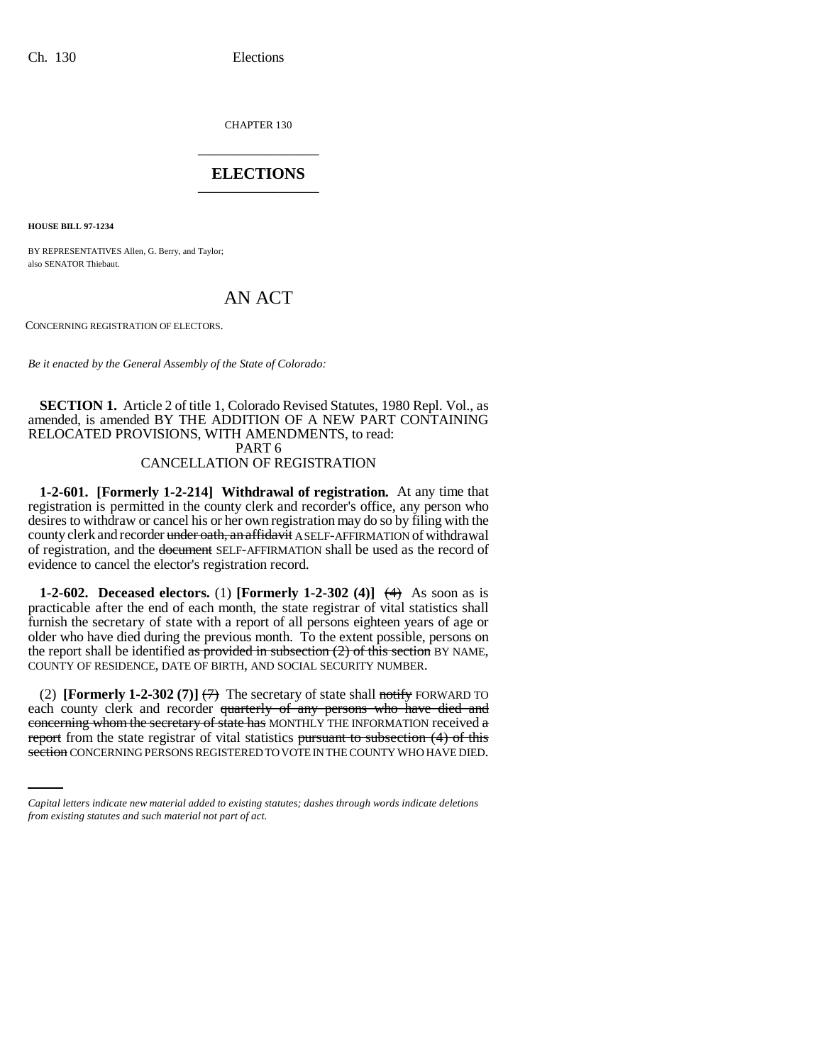CHAPTER 130

# ELECTIONS

**HOUSE BILL 97-1234**

BY REPRESENTATIVES Allen, G. Berry, and Taylor;
also SENATOR Thiebaut.

# AN ACT

CONCERNING REGISTRATION OF ELECTORS.

*Be it enacted by the General Assembly of the State of Colorado:*

**SECTION 1.** Article 2 of title 1, Colorado Revised Statutes, 1980 Repl. Vol., as amended, is amended BY THE ADDITION OF A NEW PART CONTAINING RELOCATED PROVISIONS, WITH AMENDMENTS, to read:

PART 6
CANCELLATION OF REGISTRATION

**1-2-601. [Formerly 1-2-214] Withdrawal of registration.** At any time that registration is permitted in the county clerk and recorder's office, any person who desires to withdraw or cancel his or her own registration may do so by filing with the county clerk and recorder ~~under oath, an affidavit~~ A SELF-AFFIRMATION of withdrawal of registration, and the ~~document~~ SELF-AFFIRMATION shall be used as the record of evidence to cancel the elector's registration record.

**1-2-602. Deceased electors.** (1) **[Formerly 1-2-302 (4)]** ~~(4)~~ As soon as is practicable after the end of each month, the state registrar of vital statistics shall furnish the secretary of state with a report of all persons eighteen years of age or older who have died during the previous month. To the extent possible, persons on the report shall be identified ~~as provided in subsection (2) of this section~~ BY NAME, COUNTY OF RESIDENCE, DATE OF BIRTH, AND SOCIAL SECURITY NUMBER.

(2) **[Formerly 1-2-302 (7)]** ~~(7)~~ The secretary of state shall ~~notify~~ FORWARD TO each county clerk and recorder ~~quarterly of any persons who have died and concerning whom the secretary of state has~~ MONTHLY THE INFORMATION received ~~a report~~ from the state registrar of vital statistics ~~pursuant to subsection (4) of this section~~ CONCERNING PERSONS REGISTERED TO VOTE IN THE COUNTY WHO HAVE DIED.

*Capital letters indicate new material added to existing statutes; dashes through words indicate deletions from existing statutes and such material not part of act.*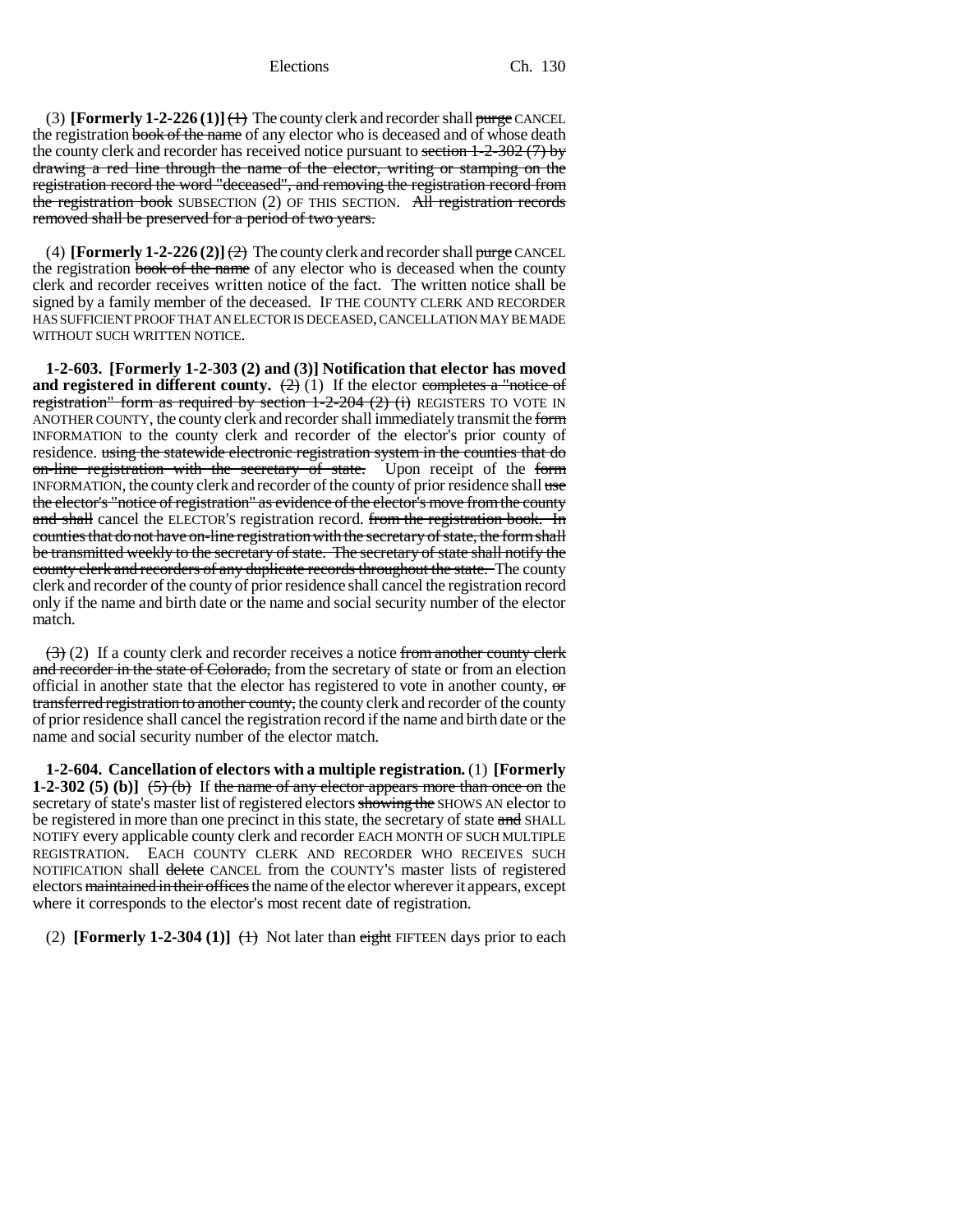(3) **[Formerly 1-2-226 (1)]** ~~(1)~~ The county clerk and recorder shall ~~purge~~ CANCEL the registration ~~book of the name~~ of any elector who is deceased and of whose death the county clerk and recorder has received notice pursuant to ~~section 1-2-302 (7) by drawing a red line through the name of the elector, writing or stamping on the registration record the word "deceased", and removing the registration record from the registration book~~ SUBSECTION (2) OF THIS SECTION. ~~All registration records removed shall be preserved for a period of two years.~~

(4) **[Formerly 1-2-226 (2)]** ~~(2)~~ The county clerk and recorder shall ~~purge~~ CANCEL the registration ~~book of the name~~ of any elector who is deceased when the county clerk and recorder receives written notice of the fact. The written notice shall be signed by a family member of the deceased. IF THE COUNTY CLERK AND RECORDER HAS SUFFICIENT PROOF THAT AN ELECTOR IS DECEASED, CANCELLATION MAY BE MADE WITHOUT SUCH WRITTEN NOTICE.

**1-2-603. [Formerly 1-2-303 (2) and (3)] Notification that elector has moved and registered in different county.** ~~(2)~~ (1) If the elector ~~completes a "notice of registration" form as required by section 1-2-204 (2) (i)~~ REGISTERS TO VOTE IN ANOTHER COUNTY, the county clerk and recorder shall immediately transmit the ~~form~~ INFORMATION to the county clerk and recorder of the elector's prior county of residence. ~~using the statewide electronic registration system in the counties that do on-line registration with the secretary of state.~~ Upon receipt of the ~~form~~ INFORMATION, the county clerk and recorder of the county of prior residence shall ~~use the elector's "notice of registration" as evidence of the elector's move from the county and shall~~ cancel the ELECTOR'S registration record. ~~from the registration book. In counties that do not have on-line registration with the secretary of state, the form shall be transmitted weekly to the secretary of state. The secretary of state shall notify the county clerk and recorders of any duplicate records throughout the state.~~ The county clerk and recorder of the county of prior residence shall cancel the registration record only if the name and birth date or the name and social security number of the elector match.

~~(3)~~ (2) If a county clerk and recorder receives a notice ~~from another county clerk and recorder in the state of Colorado,~~ from the secretary of state or from an election official in another state that the elector has registered to vote in another county, ~~or transferred registration to another county,~~ the county clerk and recorder of the county of prior residence shall cancel the registration record if the name and birth date or the name and social security number of the elector match.

**1-2-604. Cancellation of electors with a multiple registration.** (1) **[Formerly 1-2-302 (5) (b)]** ~~(5) (b)~~ If ~~the name of any elector appears more than once on~~ the secretary of state's master list of registered electors ~~showing the~~ SHOWS AN elector to be registered in more than one precinct in this state, the secretary of state ~~and~~ SHALL NOTIFY every applicable county clerk and recorder EACH MONTH OF SUCH MULTIPLE REGISTRATION. EACH COUNTY CLERK AND RECORDER WHO RECEIVES SUCH NOTIFICATION shall ~~delete~~ CANCEL from the COUNTY'S master lists of registered electors ~~maintained in their offices~~ the name of the elector wherever it appears, except where it corresponds to the elector's most recent date of registration.

(2) **[Formerly 1-2-304 (1)]** ~~(1)~~ Not later than ~~eight~~ FIFTEEN days prior to each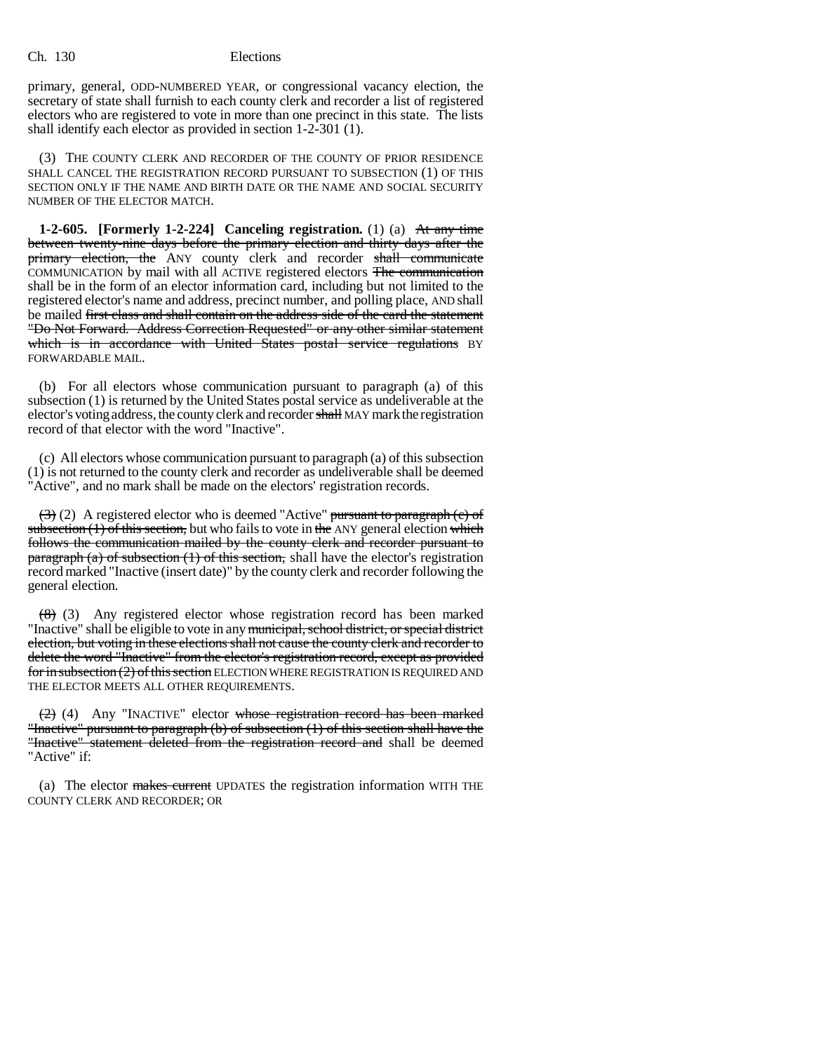primary, general, ODD-NUMBERED YEAR, or congressional vacancy election, the secretary of state shall furnish to each county clerk and recorder a list of registered electors who are registered to vote in more than one precinct in this state. The lists shall identify each elector as provided in section 1-2-301 (1).

(3) THE COUNTY CLERK AND RECORDER OF THE COUNTY OF PRIOR RESIDENCE SHALL CANCEL THE REGISTRATION RECORD PURSUANT TO SUBSECTION (1) OF THIS SECTION ONLY IF THE NAME AND BIRTH DATE OR THE NAME AND SOCIAL SECURITY NUMBER OF THE ELECTOR MATCH.

**1-2-605. [Formerly 1-2-224] Canceling registration.** (1) (a) ~~At any time between twenty-nine days before the primary election and thirty days after the primary election, the~~ ANY county clerk and recorder ~~shall communicate~~ COMMUNICATION by mail with all ACTIVE registered electors ~~The communication~~ shall be in the form of an elector information card, including but not limited to the registered elector's name and address, precinct number, and polling place, AND shall be mailed ~~first class and shall contain on the address side of the card the statement "Do Not Forward. Address Correction Requested" or any other similar statement which is in accordance with United States postal service regulations~~ BY FORWARDABLE MAIL.

(b) For all electors whose communication pursuant to paragraph (a) of this subsection (1) is returned by the United States postal service as undeliverable at the elector's voting address, the county clerk and recorder ~~shall~~ MAY mark the registration record of that elector with the word "Inactive".

(c) All electors whose communication pursuant to paragraph (a) of this subsection (1) is not returned to the county clerk and recorder as undeliverable shall be deemed "Active", and no mark shall be made on the electors' registration records.

~~(3)~~ (2) A registered elector who is deemed "Active" ~~pursuant to paragraph (c) of subsection (1) of this section,~~ but who fails to vote in ~~the~~ ANY general election ~~which follows the communication mailed by the county clerk and recorder pursuant to paragraph (a) of subsection (1) of this section,~~ shall have the elector's registration record marked "Inactive (insert date)" by the county clerk and recorder following the general election.

~~(8)~~ (3) Any registered elector whose registration record has been marked "Inactive" shall be eligible to vote in any ~~municipal, school district, or special district election, but voting in these elections shall not cause the county clerk and recorder to delete the word "Inactive" from the elector's registration record, except as provided for in subsection (2) of this section~~ ELECTION WHERE REGISTRATION IS REQUIRED AND THE ELECTOR MEETS ALL OTHER REQUIREMENTS.

~~(2)~~ (4) Any "INACTIVE" elector ~~whose registration record has been marked "Inactive" pursuant to paragraph (b) of subsection (1) of this section shall have the "Inactive" statement deleted from the registration record and~~ shall be deemed "Active" if:

(a) The elector ~~makes current~~ UPDATES the registration information WITH THE COUNTY CLERK AND RECORDER; OR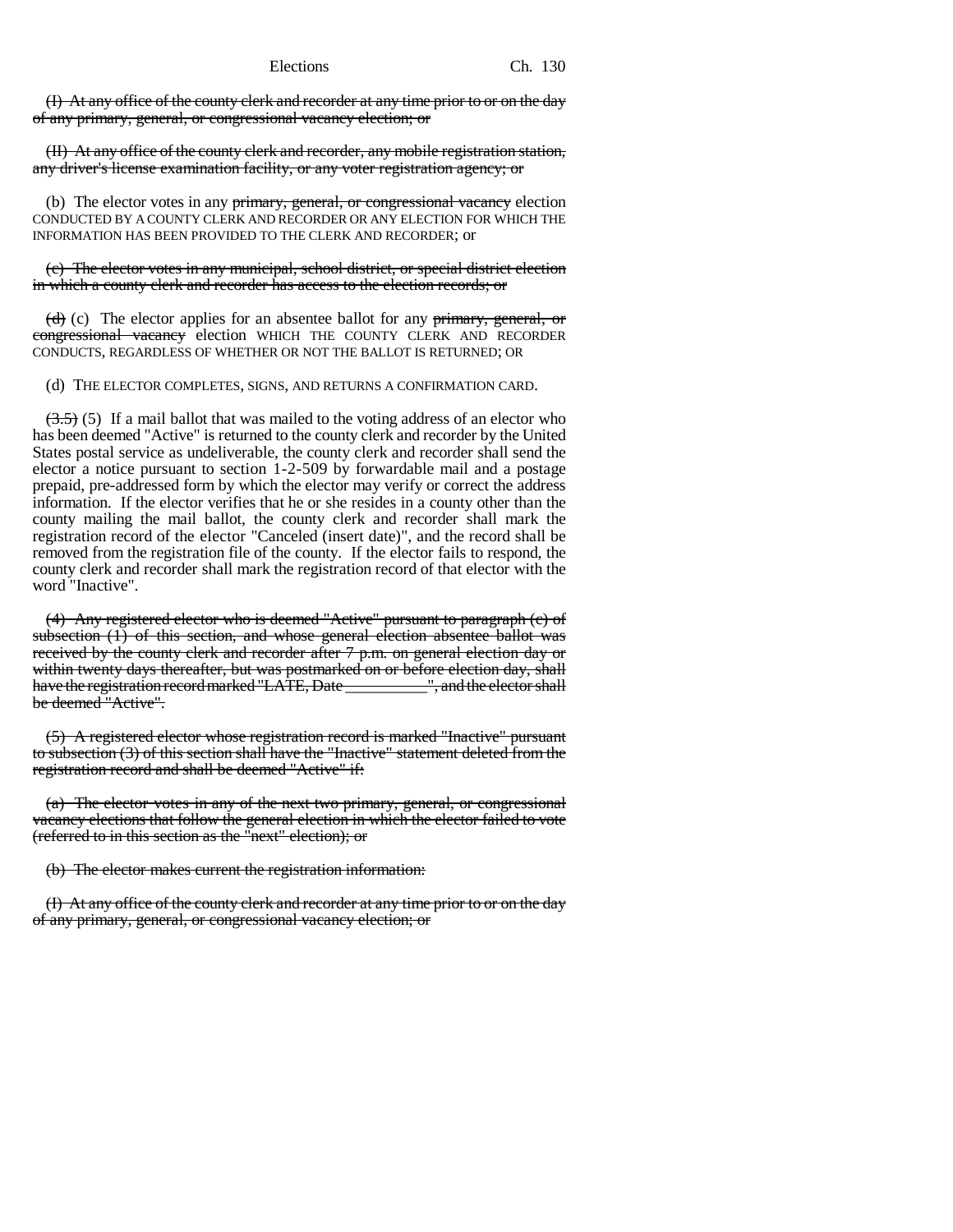~~(I) At any office of the county clerk and recorder at any time prior to or on the day of any primary, general, or congressional vacancy election; or~~

~~(II) At any office of the county clerk and recorder, any mobile registration station, any driver's license examination facility, or any voter registration agency; or~~

(b) The elector votes in any ~~primary, general, or congressional vacancy~~ election CONDUCTED BY A COUNTY CLERK AND RECORDER OR ANY ELECTION FOR WHICH THE INFORMATION HAS BEEN PROVIDED TO THE CLERK AND RECORDER; or

~~(c) The elector votes in any municipal, school district, or special district election in which a county clerk and recorder has access to the election records; or~~

~~(d)~~ (c) The elector applies for an absentee ballot for any ~~primary, general, or congressional vacancy~~ election WHICH THE COUNTY CLERK AND RECORDER CONDUCTS, REGARDLESS OF WHETHER OR NOT THE BALLOT IS RETURNED; OR

(d) THE ELECTOR COMPLETES, SIGNS, AND RETURNS A CONFIRMATION CARD.

~~(3.5)~~ (5) If a mail ballot that was mailed to the voting address of an elector who has been deemed "Active" is returned to the county clerk and recorder by the United States postal service as undeliverable, the county clerk and recorder shall send the elector a notice pursuant to section 1-2-509 by forwardable mail and a postage prepaid, pre-addressed form by which the elector may verify or correct the address information. If the elector verifies that he or she resides in a county other than the county mailing the mail ballot, the county clerk and recorder shall mark the registration record of the elector "Canceled (insert date)", and the record shall be removed from the registration file of the county. If the elector fails to respond, the county clerk and recorder shall mark the registration record of that elector with the word "Inactive".

~~(4) Any registered elector who is deemed "Active" pursuant to paragraph (c) of subsection (1) of this section, and whose general election absentee ballot was received by the county clerk and recorder after 7 p.m. on general election day or within twenty days thereafter, but was postmarked on or before election day, shall have the registration record marked "LATE, Date __________", and the elector shall be deemed "Active".~~

~~(5) A registered elector whose registration record is marked "Inactive" pursuant to subsection (3) of this section shall have the "Inactive" statement deleted from the registration record and shall be deemed "Active" if:~~

~~(a) The elector votes in any of the next two primary, general, or congressional vacancy elections that follow the general election in which the elector failed to vote (referred to in this section as the "next" election); or~~

~~(b) The elector makes current the registration information:~~

~~(I) At any office of the county clerk and recorder at any time prior to or on the day of any primary, general, or congressional vacancy election; or~~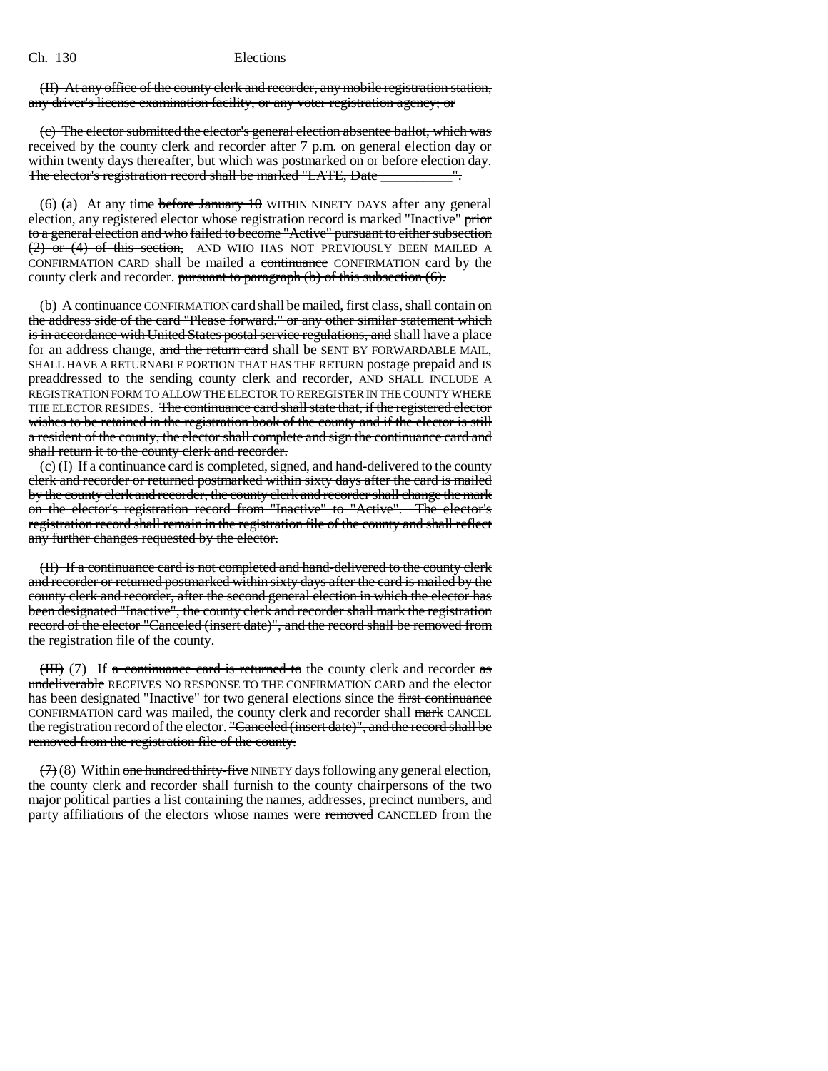~~(II) At any office of the county clerk and recorder, any mobile registration station, any driver's license examination facility, or any voter registration agency; or~~

~~(c) The elector submitted the elector's general election absentee ballot, which was received by the county clerk and recorder after 7 p.m. on general election day or within twenty days thereafter, but which was postmarked on or before election day. The elector's registration record shall be marked "LATE, Date __________".~~

(6) (a) At any time ~~before January 10~~ WITHIN NINETY DAYS after any general election, any registered elector whose registration record is marked "Inactive" ~~prior to a general election and who failed to become "Active" pursuant to either subsection (2) or (4) of this section,~~ AND WHO HAS NOT PREVIOUSLY BEEN MAILED A CONFIRMATION CARD shall be mailed a ~~continuance~~ CONFIRMATION card by the county clerk and recorder. ~~pursuant to paragraph (b) of this subsection (6).~~

(b) A ~~continuance~~ CONFIRMATION card shall be mailed, ~~first class, shall contain on the address side of the card "Please forward." or any other similar statement which is in accordance with United States postal service regulations, and~~ shall have a place for an address change, ~~and the return card~~ shall be SENT BY FORWARDABLE MAIL, SHALL HAVE A RETURNABLE PORTION THAT HAS THE RETURN postage prepaid and IS preaddressed to the sending county clerk and recorder, AND SHALL INCLUDE A REGISTRATION FORM TO ALLOW THE ELECTOR TO REREGISTER IN THE COUNTY WHERE THE ELECTOR RESIDES. ~~The continuance card shall state that, if the registered elector wishes to be retained in the registration book of the county and if the elector is still a resident of the county, the elector shall complete and sign the continuance card and shall return it to the county clerk and recorder.~~

~~(c) (I) If a continuance card is completed, signed, and hand-delivered to the county clerk and recorder or returned postmarked within sixty days after the card is mailed by the county clerk and recorder, the county clerk and recorder shall change the mark on the elector's registration record from "Inactive" to "Active". The elector's registration record shall remain in the registration file of the county and shall reflect any further changes requested by the elector.~~

~~(II) If a continuance card is not completed and hand-delivered to the county clerk and recorder or returned postmarked within sixty days after the card is mailed by the county clerk and recorder, after the second general election in which the elector has been designated "Inactive", the county clerk and recorder shall mark the registration record of the elector "Canceled (insert date)", and the record shall be removed from the registration file of the county.~~

~~(III)~~ (7) If ~~a continuance card is returned to~~ the county clerk and recorder ~~as undeliverable~~ RECEIVES NO RESPONSE TO THE CONFIRMATION CARD and the elector has been designated "Inactive" for two general elections since the ~~first continuance~~ CONFIRMATION card was mailed, the county clerk and recorder shall ~~mark~~ CANCEL the registration record of the elector. ~~"Canceled (insert date)", and the record shall be removed from the registration file of the county.~~

~~(7)~~ (8) Within ~~one hundred thirty-five~~ NINETY days following any general election, the county clerk and recorder shall furnish to the county chairpersons of the two major political parties a list containing the names, addresses, precinct numbers, and party affiliations of the electors whose names were ~~removed~~ CANCELED from the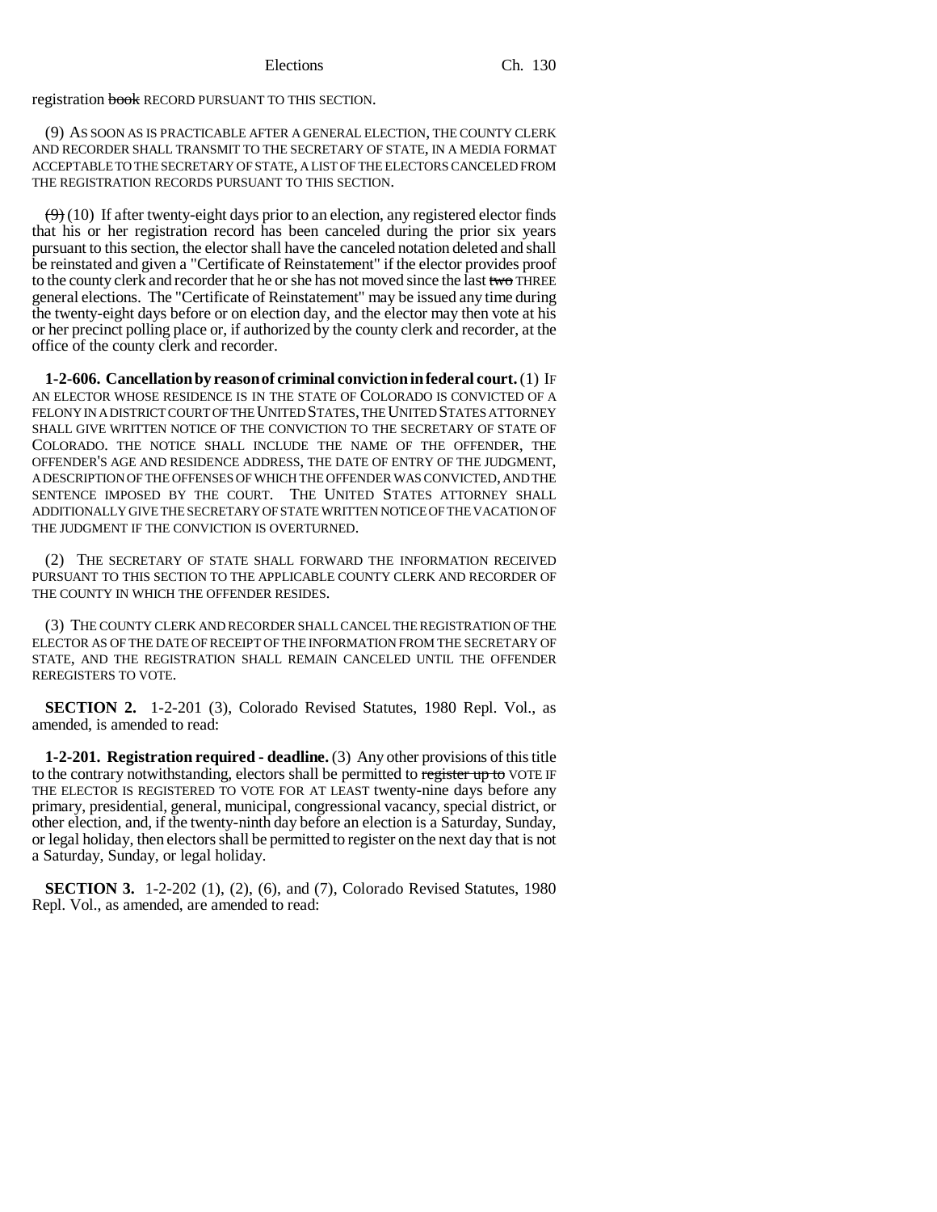registration ~~book~~ RECORD PURSUANT TO THIS SECTION.

(9) AS SOON AS IS PRACTICABLE AFTER A GENERAL ELECTION, THE COUNTY CLERK AND RECORDER SHALL TRANSMIT TO THE SECRETARY OF STATE, IN A MEDIA FORMAT ACCEPTABLE TO THE SECRETARY OF STATE, A LIST OF THE ELECTORS CANCELED FROM THE REGISTRATION RECORDS PURSUANT TO THIS SECTION.

~~(9)~~ (10) If after twenty-eight days prior to an election, any registered elector finds that his or her registration record has been canceled during the prior six years pursuant to this section, the elector shall have the canceled notation deleted and shall be reinstated and given a "Certificate of Reinstatement" if the elector provides proof to the county clerk and recorder that he or she has not moved since the last ~~two~~ THREE general elections. The "Certificate of Reinstatement" may be issued any time during the twenty-eight days before or on election day, and the elector may then vote at his or her precinct polling place or, if authorized by the county clerk and recorder, at the office of the county clerk and recorder.

**1-2-606. Cancellation by reason of criminal conviction in federal court.** (1) IF AN ELECTOR WHOSE RESIDENCE IS IN THE STATE OF COLORADO IS CONVICTED OF A FELONY IN A DISTRICT COURT OF THE UNITED STATES, THE UNITED STATES ATTORNEY SHALL GIVE WRITTEN NOTICE OF THE CONVICTION TO THE SECRETARY OF STATE OF COLORADO. THE NOTICE SHALL INCLUDE THE NAME OF THE OFFENDER, THE OFFENDER'S AGE AND RESIDENCE ADDRESS, THE DATE OF ENTRY OF THE JUDGMENT, A DESCRIPTION OF THE OFFENSES OF WHICH THE OFFENDER WAS CONVICTED, AND THE SENTENCE IMPOSED BY THE COURT. THE UNITED STATES ATTORNEY SHALL ADDITIONALLY GIVE THE SECRETARY OF STATE WRITTEN NOTICE OF THE VACATION OF THE JUDGMENT IF THE CONVICTION IS OVERTURNED.

(2) THE SECRETARY OF STATE SHALL FORWARD THE INFORMATION RECEIVED PURSUANT TO THIS SECTION TO THE APPLICABLE COUNTY CLERK AND RECORDER OF THE COUNTY IN WHICH THE OFFENDER RESIDES.

(3) THE COUNTY CLERK AND RECORDER SHALL CANCEL THE REGISTRATION OF THE ELECTOR AS OF THE DATE OF RECEIPT OF THE INFORMATION FROM THE SECRETARY OF STATE, AND THE REGISTRATION SHALL REMAIN CANCELED UNTIL THE OFFENDER REREGISTERS TO VOTE.

**SECTION 2.** 1-2-201 (3), Colorado Revised Statutes, 1980 Repl. Vol., as amended, is amended to read:

**1-2-201. Registration required - deadline.** (3) Any other provisions of this title to the contrary notwithstanding, electors shall be permitted to ~~register up to~~ VOTE IF THE ELECTOR IS REGISTERED TO VOTE FOR AT LEAST twenty-nine days before any primary, presidential, general, municipal, congressional vacancy, special district, or other election, and, if the twenty-ninth day before an election is a Saturday, Sunday, or legal holiday, then electors shall be permitted to register on the next day that is not a Saturday, Sunday, or legal holiday.

**SECTION 3.** 1-2-202 (1), (2), (6), and (7), Colorado Revised Statutes, 1980 Repl. Vol., as amended, are amended to read: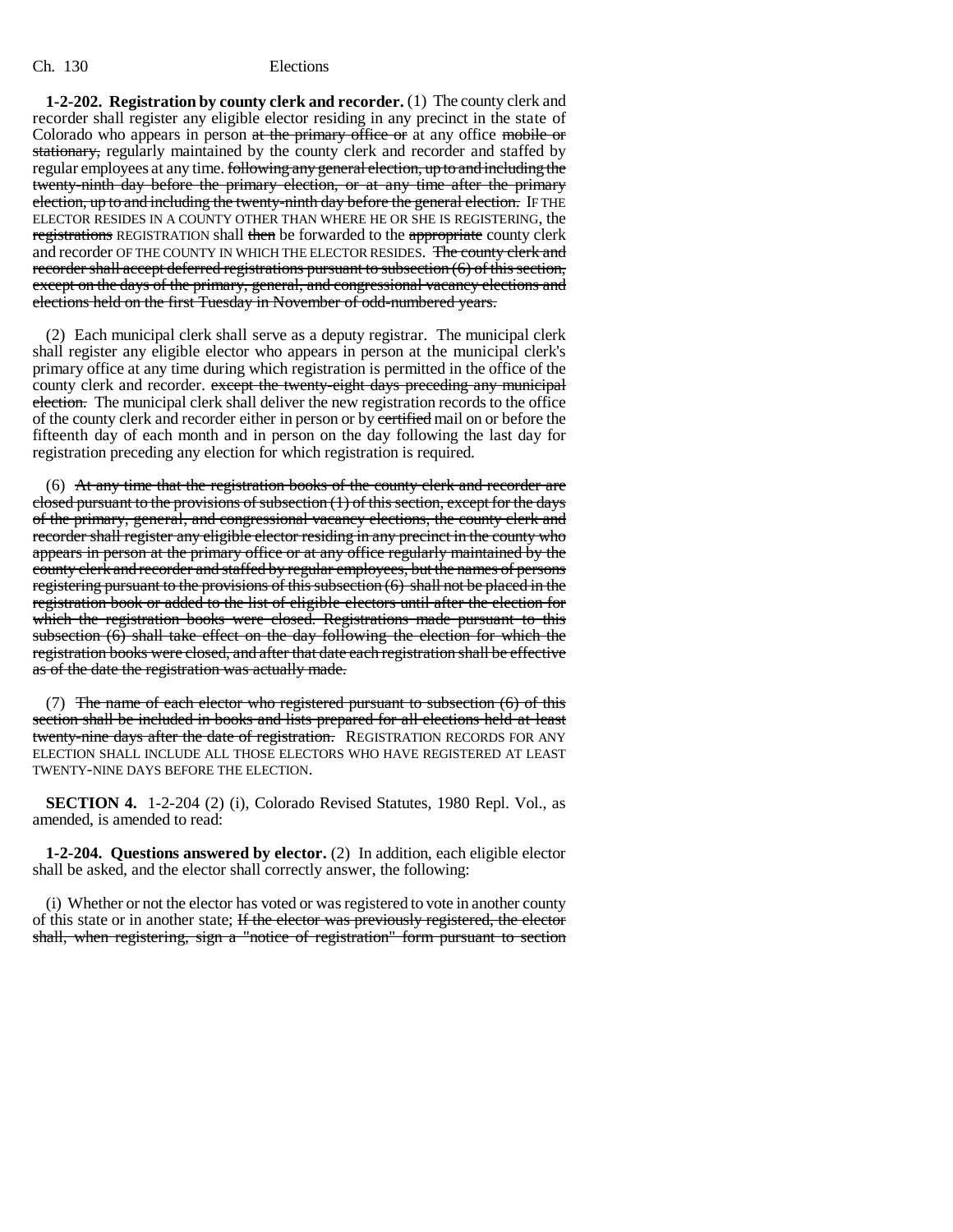**1-2-202. Registration by county clerk and recorder.** (1) The county clerk and recorder shall register any eligible elector residing in any precinct in the state of Colorado who appears in person ~~at the primary office or~~ at any office ~~mobile or stationary,~~ regularly maintained by the county clerk and recorder and staffed by regular employees at any time. ~~following any general election, up to and including the twenty-ninth day before the primary election, or at any time after the primary election, up to and including the twenty-ninth day before the general election.~~ IF THE ELECTOR RESIDES IN A COUNTY OTHER THAN WHERE HE OR SHE IS REGISTERING, the ~~registrations~~ REGISTRATION shall ~~then~~ be forwarded to the ~~appropriate~~ county clerk and recorder OF THE COUNTY IN WHICH THE ELECTOR RESIDES. ~~The county clerk and recorder shall accept deferred registrations pursuant to subsection (6) of this section, except on the days of the primary, general, and congressional vacancy elections and elections held on the first Tuesday in November of odd-numbered years.~~

(2) Each municipal clerk shall serve as a deputy registrar. The municipal clerk shall register any eligible elector who appears in person at the municipal clerk's primary office at any time during which registration is permitted in the office of the county clerk and recorder. ~~except the twenty-eight days preceding any municipal election.~~ The municipal clerk shall deliver the new registration records to the office of the county clerk and recorder either in person or by ~~certified~~ mail on or before the fifteenth day of each month and in person on the day following the last day for registration preceding any election for which registration is required.

(6) ~~At any time that the registration books of the county clerk and recorder are closed pursuant to the provisions of subsection (1) of this section, except for the days of the primary, general, and congressional vacancy elections, the county clerk and recorder shall register any eligible elector residing in any precinct in the county who appears in person at the primary office or at any office regularly maintained by the county clerk and recorder and staffed by regular employees, but the names of persons registering pursuant to the provisions of this subsection (6) shall not be placed in the registration book or added to the list of eligible electors until after the election for which the registration books were closed. Registrations made pursuant to this subsection (6) shall take effect on the day following the election for which the registration books were closed, and after that date each registration shall be effective as of the date the registration was actually made.~~

(7) ~~The name of each elector who registered pursuant to subsection (6) of this section shall be included in books and lists prepared for all elections held at least twenty-nine days after the date of registration.~~ REGISTRATION RECORDS FOR ANY ELECTION SHALL INCLUDE ALL THOSE ELECTORS WHO HAVE REGISTERED AT LEAST TWENTY-NINE DAYS BEFORE THE ELECTION.

**SECTION 4.** 1-2-204 (2) (i), Colorado Revised Statutes, 1980 Repl. Vol., as amended, is amended to read:

**1-2-204. Questions answered by elector.** (2) In addition, each eligible elector shall be asked, and the elector shall correctly answer, the following:

(i) Whether or not the elector has voted or was registered to vote in another county of this state or in another state; ~~If the elector was previously registered, the elector shall, when registering, sign a "notice of registration" form pursuant to section~~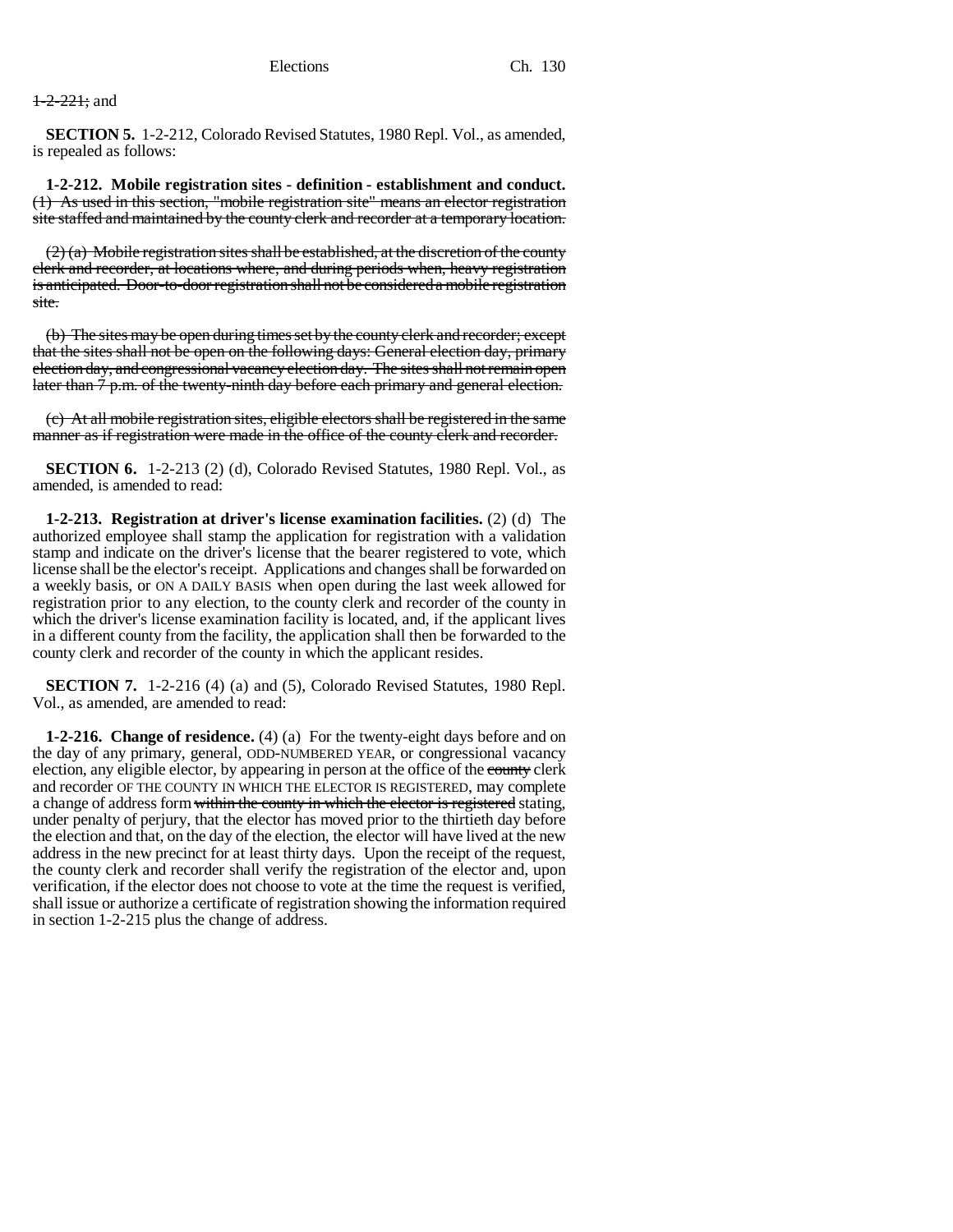~~1-2-221;~~ and

**SECTION 5.** 1-2-212, Colorado Revised Statutes, 1980 Repl. Vol., as amended, is repealed as follows:

**1-2-212. Mobile registration sites - definition - establishment and conduct.** ~~(1) As used in this section, "mobile registration site" means an elector registration site staffed and maintained by the county clerk and recorder at a temporary location.~~

~~(2) (a) Mobile registration sites shall be established, at the discretion of the county clerk and recorder, at locations where, and during periods when, heavy registration is anticipated. Door-to-door registration shall not be considered a mobile registration site.~~

~~(b) The sites may be open during times set by the county clerk and recorder; except that the sites shall not be open on the following days: General election day, primary election day, and congressional vacancy election day. The sites shall not remain open later than 7 p.m. of the twenty-ninth day before each primary and general election.~~

~~(c) At all mobile registration sites, eligible electors shall be registered in the same manner as if registration were made in the office of the county clerk and recorder.~~

**SECTION 6.** 1-2-213 (2) (d), Colorado Revised Statutes, 1980 Repl. Vol., as amended, is amended to read:

**1-2-213. Registration at driver's license examination facilities.** (2) (d) The authorized employee shall stamp the application for registration with a validation stamp and indicate on the driver's license that the bearer registered to vote, which license shall be the elector's receipt. Applications and changes shall be forwarded on a weekly basis, or ON A DAILY BASIS when open during the last week allowed for registration prior to any election, to the county clerk and recorder of the county in which the driver's license examination facility is located, and, if the applicant lives in a different county from the facility, the application shall then be forwarded to the county clerk and recorder of the county in which the applicant resides.

**SECTION 7.** 1-2-216 (4) (a) and (5), Colorado Revised Statutes, 1980 Repl. Vol., as amended, are amended to read:

**1-2-216. Change of residence.** (4) (a) For the twenty-eight days before and on the day of any primary, general, ODD-NUMBERED YEAR, or congressional vacancy election, any eligible elector, by appearing in person at the office of the ~~county~~ clerk and recorder OF THE COUNTY IN WHICH THE ELECTOR IS REGISTERED, may complete a change of address form ~~within the county in which the elector is registered~~ stating, under penalty of perjury, that the elector has moved prior to the thirtieth day before the election and that, on the day of the election, the elector will have lived at the new address in the new precinct for at least thirty days. Upon the receipt of the request, the county clerk and recorder shall verify the registration of the elector and, upon verification, if the elector does not choose to vote at the time the request is verified, shall issue or authorize a certificate of registration showing the information required in section 1-2-215 plus the change of address.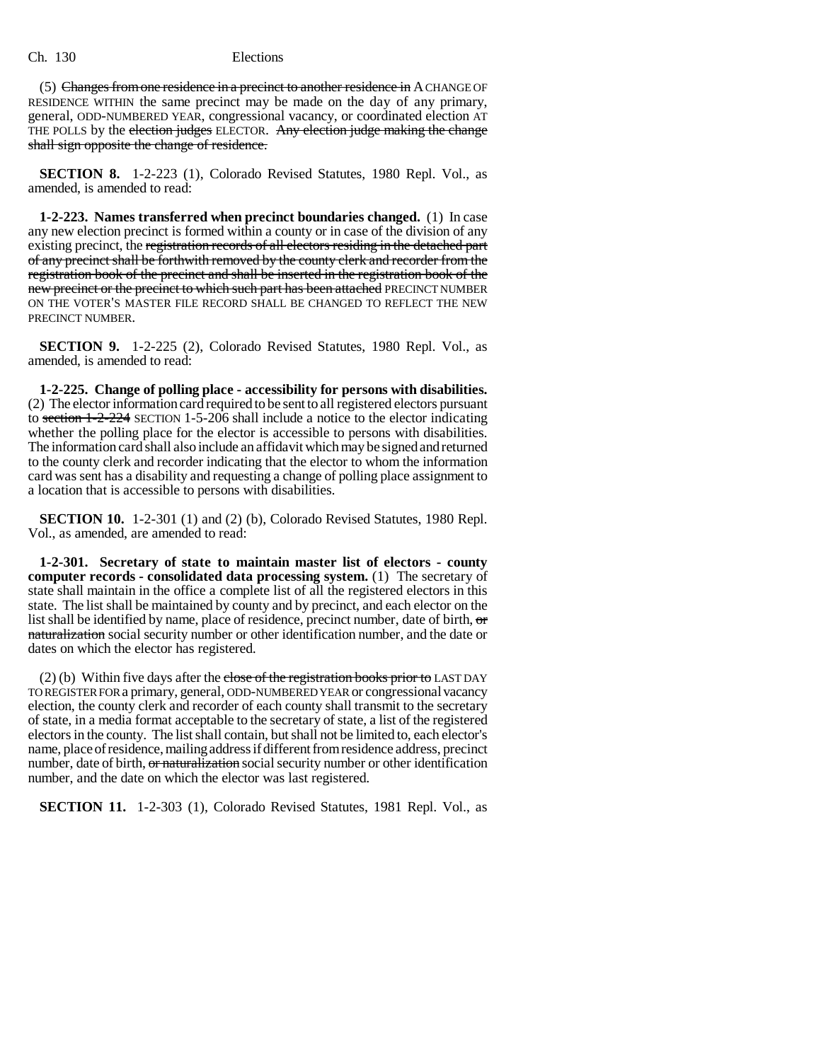(5) ~~Changes from one residence in a precinct to another residence in~~ A CHANGE OF RESIDENCE WITHIN the same precinct may be made on the day of any primary, general, ODD-NUMBERED YEAR, congressional vacancy, or coordinated election AT THE POLLS by the ~~election judges~~ ELECTOR. ~~Any election judge making the change shall sign opposite the change of residence.~~

**SECTION 8.** 1-2-223 (1), Colorado Revised Statutes, 1980 Repl. Vol., as amended, is amended to read:

**1-2-223. Names transferred when precinct boundaries changed.** (1) In case any new election precinct is formed within a county or in case of the division of any existing precinct, the ~~registration records of all electors residing in the detached part of any precinct shall be forthwith removed by the county clerk and recorder from the registration book of the precinct and shall be inserted in the registration book of the new precinct or the precinct to which such part has been attached~~ PRECINCT NUMBER ON THE VOTER'S MASTER FILE RECORD SHALL BE CHANGED TO REFLECT THE NEW PRECINCT NUMBER.

**SECTION 9.** 1-2-225 (2), Colorado Revised Statutes, 1980 Repl. Vol., as amended, is amended to read:

**1-2-225. Change of polling place - accessibility for persons with disabilities.** (2) The elector information card required to be sent to all registered electors pursuant to ~~section 1-2-224~~ SECTION 1-5-206 shall include a notice to the elector indicating whether the polling place for the elector is accessible to persons with disabilities. The information card shall also include an affidavit which may be signed and returned to the county clerk and recorder indicating that the elector to whom the information card was sent has a disability and requesting a change of polling place assignment to a location that is accessible to persons with disabilities.

**SECTION 10.** 1-2-301 (1) and (2) (b), Colorado Revised Statutes, 1980 Repl. Vol., as amended, are amended to read:

**1-2-301. Secretary of state to maintain master list of electors - county computer records - consolidated data processing system.** (1) The secretary of state shall maintain in the office a complete list of all the registered electors in this state. The list shall be maintained by county and by precinct, and each elector on the list shall be identified by name, place of residence, precinct number, date of birth, ~~or naturalization~~ social security number or other identification number, and the date or dates on which the elector has registered.

(2) (b) Within five days after the ~~close of the registration books prior to~~ LAST DAY TO REGISTER FOR a primary, general, ODD-NUMBERED YEAR or congressional vacancy election, the county clerk and recorder of each county shall transmit to the secretary of state, in a media format acceptable to the secretary of state, a list of the registered electors in the county. The list shall contain, but shall not be limited to, each elector's name, place of residence, mailing address if different from residence address, precinct number, date of birth, ~~or naturalization~~ social security number or other identification number, and the date on which the elector was last registered.

**SECTION 11.** 1-2-303 (1), Colorado Revised Statutes, 1981 Repl. Vol., as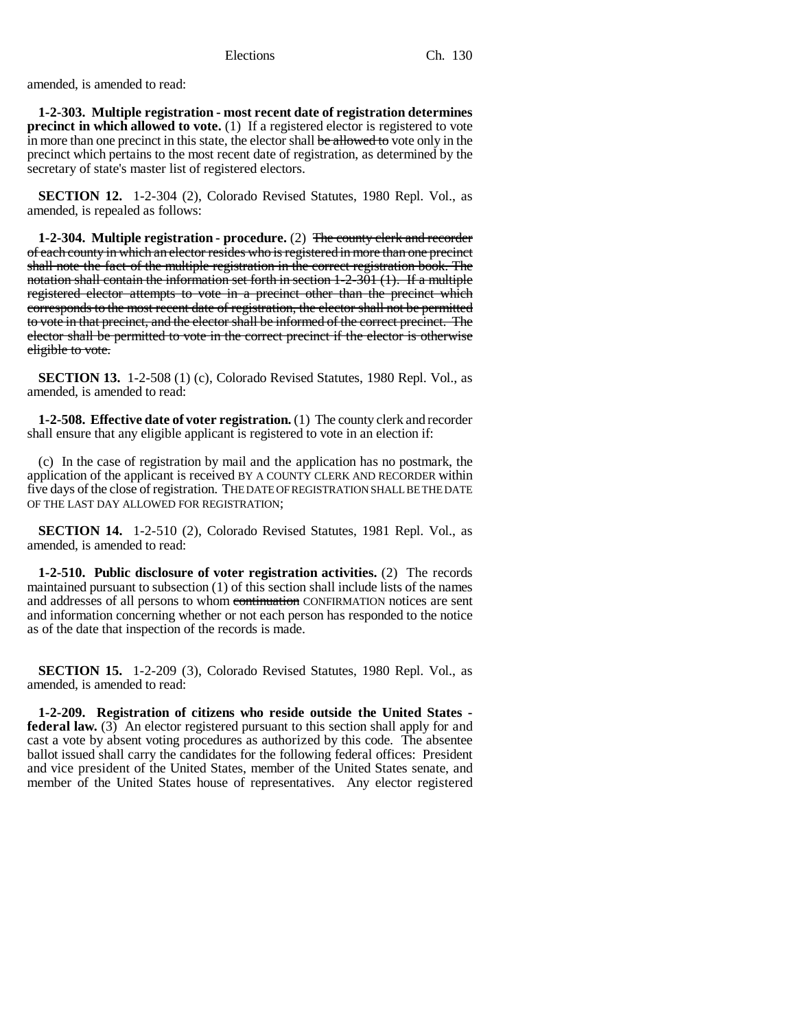amended, is amended to read:

**1-2-303. Multiple registration - most recent date of registration determines precinct in which allowed to vote.** (1) If a registered elector is registered to vote in more than one precinct in this state, the elector shall ~~be allowed to~~ vote only in the precinct which pertains to the most recent date of registration, as determined by the secretary of state's master list of registered electors.

**SECTION 12.** 1-2-304 (2), Colorado Revised Statutes, 1980 Repl. Vol., as amended, is repealed as follows:

**1-2-304. Multiple registration - procedure.** (2) ~~The county clerk and recorder of each county in which an elector resides who is registered in more than one precinct shall note the fact of the multiple registration in the correct registration book. The notation shall contain the information set forth in section 1-2-301 (1). If a multiple registered elector attempts to vote in a precinct other than the precinct which corresponds to the most recent date of registration, the elector shall not be permitted to vote in that precinct, and the elector shall be informed of the correct precinct. The elector shall be permitted to vote in the correct precinct if the elector is otherwise eligible to vote.~~

**SECTION 13.** 1-2-508 (1) (c), Colorado Revised Statutes, 1980 Repl. Vol., as amended, is amended to read:

**1-2-508. Effective date of voter registration.** (1) The county clerk and recorder shall ensure that any eligible applicant is registered to vote in an election if:

(c) In the case of registration by mail and the application has no postmark, the application of the applicant is received BY A COUNTY CLERK AND RECORDER within five days of the close of registration. THE DATE OF REGISTRATION SHALL BE THE DATE OF THE LAST DAY ALLOWED FOR REGISTRATION;

**SECTION 14.** 1-2-510 (2), Colorado Revised Statutes, 1981 Repl. Vol., as amended, is amended to read:

**1-2-510. Public disclosure of voter registration activities.** (2) The records maintained pursuant to subsection (1) of this section shall include lists of the names and addresses of all persons to whom ~~continuation~~ CONFIRMATION notices are sent and information concerning whether or not each person has responded to the notice as of the date that inspection of the records is made.

**SECTION 15.** 1-2-209 (3), Colorado Revised Statutes, 1980 Repl. Vol., as amended, is amended to read:

**1-2-209. Registration of citizens who reside outside the United States - federal law.** (3) An elector registered pursuant to this section shall apply for and cast a vote by absent voting procedures as authorized by this code. The absentee ballot issued shall carry the candidates for the following federal offices: President and vice president of the United States, member of the United States senate, and member of the United States house of representatives. Any elector registered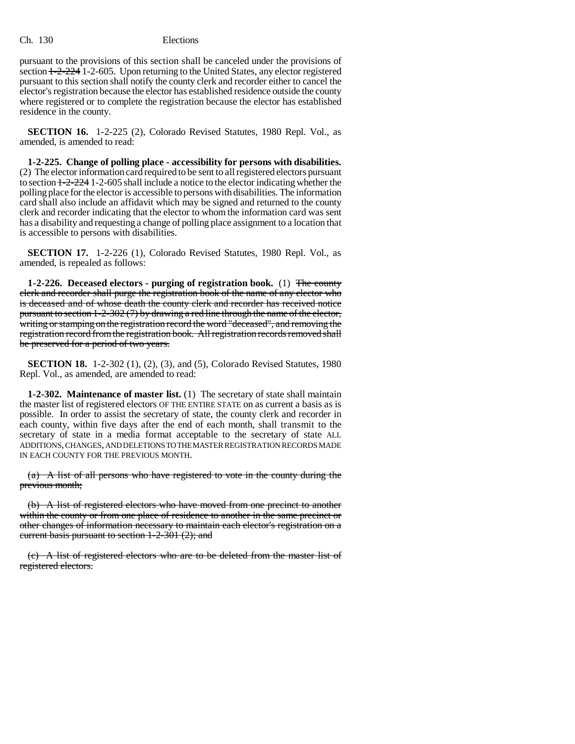pursuant to the provisions of this section shall be canceled under the provisions of section ~~1-2-224~~ 1-2-605. Upon returning to the United States, any elector registered pursuant to this section shall notify the county clerk and recorder either to cancel the elector's registration because the elector has established residence outside the county where registered or to complete the registration because the elector has established residence in the county.

**SECTION 16.** 1-2-225 (2), Colorado Revised Statutes, 1980 Repl. Vol., as amended, is amended to read:

**1-2-225. Change of polling place - accessibility for persons with disabilities.** (2) The elector information card required to be sent to all registered electors pursuant to section ~~1-2-224~~ 1-2-605 shall include a notice to the elector indicating whether the polling place for the elector is accessible to persons with disabilities. The information card shall also include an affidavit which may be signed and returned to the county clerk and recorder indicating that the elector to whom the information card was sent has a disability and requesting a change of polling place assignment to a location that is accessible to persons with disabilities.

**SECTION 17.** 1-2-226 (1), Colorado Revised Statutes, 1980 Repl. Vol., as amended, is repealed as follows:

**1-2-226. Deceased electors - purging of registration book.** (1) ~~The county clerk and recorder shall purge the registration book of the name of any elector who is deceased and of whose death the county clerk and recorder has received notice pursuant to section 1-2-302 (7) by drawing a red line through the name of the elector, writing or stamping on the registration record the word "deceased", and removing the registration record from the registration book. All registration records removed shall be preserved for a period of two years.~~

**SECTION 18.** 1-2-302 (1), (2), (3), and (5), Colorado Revised Statutes, 1980 Repl. Vol., as amended, are amended to read:

**1-2-302. Maintenance of master list.** (1) The secretary of state shall maintain the master list of registered electors OF THE ENTIRE STATE on as current a basis as is possible. In order to assist the secretary of state, the county clerk and recorder in each county, within five days after the end of each month, shall transmit to the secretary of state in a media format acceptable to the secretary of state ALL ADDITIONS, CHANGES, AND DELETIONS TO THE MASTER REGISTRATION RECORDS MADE IN EACH COUNTY FOR THE PREVIOUS MONTH.

~~(a) A list of all persons who have registered to vote in the county during the previous month;~~

~~(b) A list of registered electors who have moved from one precinct to another within the county or from one place of residence to another in the same precinct or other changes of information necessary to maintain each elector's registration on a current basis pursuant to section 1-2-301 (2); and~~

~~(c) A list of registered electors who are to be deleted from the master list of registered electors.~~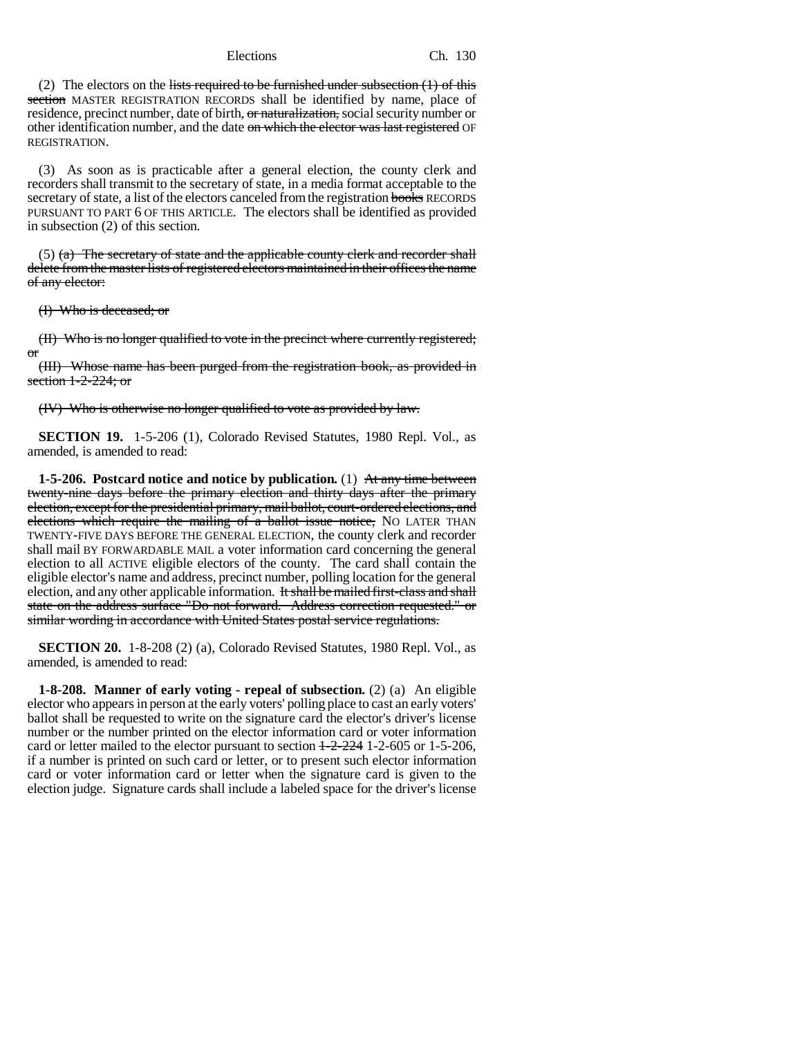(2) The electors on the ~~lists required to be furnished under subsection (1) of this section~~ MASTER REGISTRATION RECORDS shall be identified by name, place of residence, precinct number, date of birth, ~~or naturalization,~~ social security number or other identification number, and the date ~~on which the elector was last registered~~ OF REGISTRATION.

(3) As soon as is practicable after a general election, the county clerk and recorders shall transmit to the secretary of state, in a media format acceptable to the secretary of state, a list of the electors canceled from the registration ~~books~~ RECORDS PURSUANT TO PART 6 OF THIS ARTICLE. The electors shall be identified as provided in subsection (2) of this section.

(5) ~~(a) The secretary of state and the applicable county clerk and recorder shall delete from the master lists of registered electors maintained in their offices the name of any elector:~~

~~(I) Who is deceased; or~~

~~(II) Who is no longer qualified to vote in the precinct where currently registered; or~~

~~(III) Whose name has been purged from the registration book, as provided in section 1-2-224; or~~

~~(IV) Who is otherwise no longer qualified to vote as provided by law.~~

**SECTION 19.** 1-5-206 (1), Colorado Revised Statutes, 1980 Repl. Vol., as amended, is amended to read:

**1-5-206. Postcard notice and notice by publication.** (1) ~~At any time between twenty-nine days before the primary election and thirty days after the primary election, except for the presidential primary, mail ballot, court-ordered elections, and elections which require the mailing of a ballot issue notice,~~ NO LATER THAN TWENTY-FIVE DAYS BEFORE THE GENERAL ELECTION, the county clerk and recorder shall mail BY FORWARDABLE MAIL a voter information card concerning the general election to all ACTIVE eligible electors of the county. The card shall contain the eligible elector's name and address, precinct number, polling location for the general election, and any other applicable information. ~~It shall be mailed first-class and shall state on the address surface "Do not forward. Address correction requested." or similar wording in accordance with United States postal service regulations.~~

**SECTION 20.** 1-8-208 (2) (a), Colorado Revised Statutes, 1980 Repl. Vol., as amended, is amended to read:

**1-8-208. Manner of early voting - repeal of subsection.** (2) (a) An eligible elector who appears in person at the early voters' polling place to cast an early voters' ballot shall be requested to write on the signature card the elector's driver's license number or the number printed on the elector information card or voter information card or letter mailed to the elector pursuant to section ~~1-2-224~~ 1-2-605 or 1-5-206, if a number is printed on such card or letter, or to present such elector information card or voter information card or letter when the signature card is given to the election judge. Signature cards shall include a labeled space for the driver's license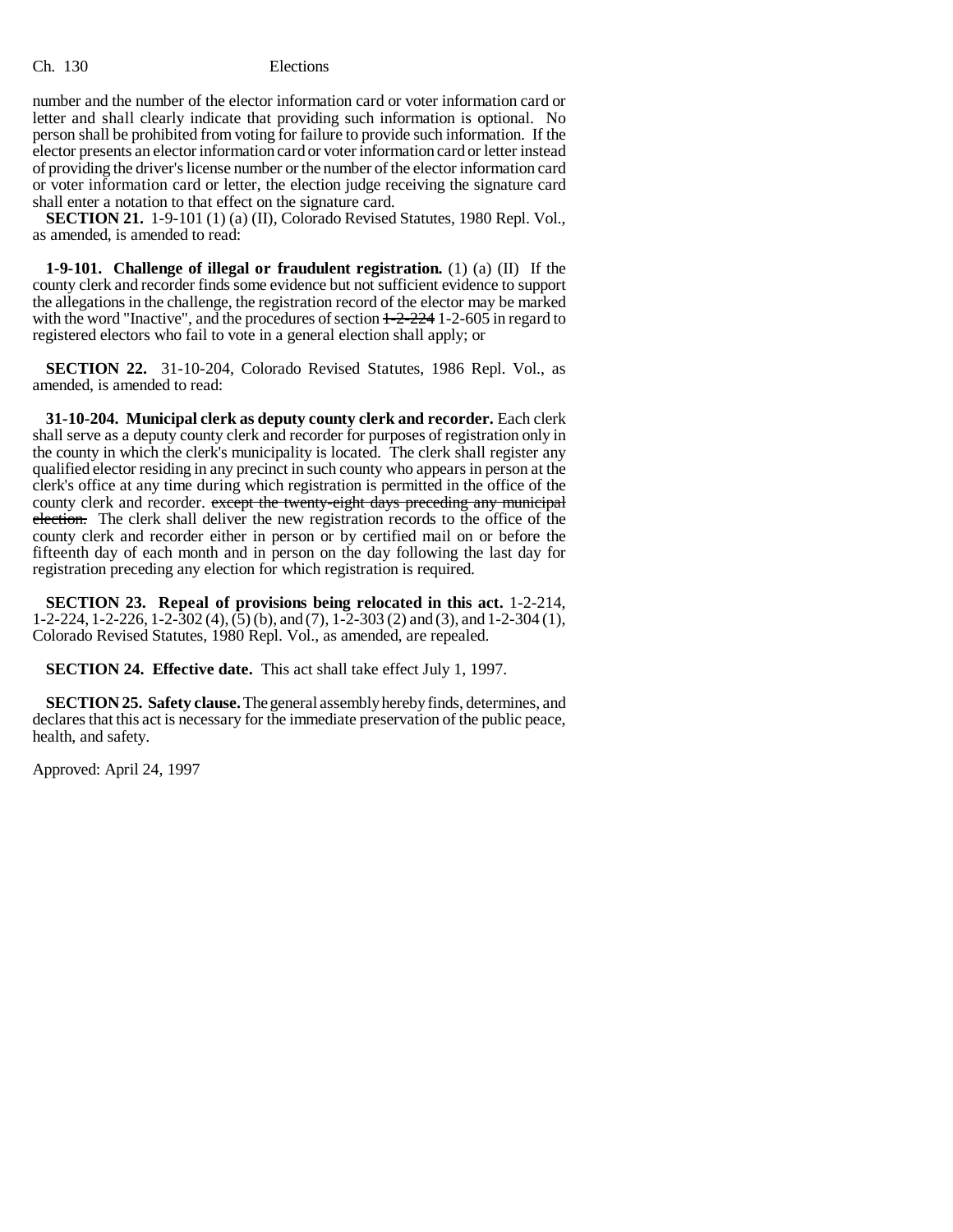number and the number of the elector information card or voter information card or letter and shall clearly indicate that providing such information is optional. No person shall be prohibited from voting for failure to provide such information. If the elector presents an elector information card or voter information card or letter instead of providing the driver's license number or the number of the elector information card or voter information card or letter, the election judge receiving the signature card shall enter a notation to that effect on the signature card.

**SECTION 21.** 1-9-101 (1) (a) (II), Colorado Revised Statutes, 1980 Repl. Vol., as amended, is amended to read:

**1-9-101. Challenge of illegal or fraudulent registration.** (1) (a) (II) If the county clerk and recorder finds some evidence but not sufficient evidence to support the allegations in the challenge, the registration record of the elector may be marked with the word "Inactive", and the procedures of section ~~1-2-224~~ 1-2-605 in regard to registered electors who fail to vote in a general election shall apply; or

**SECTION 22.** 31-10-204, Colorado Revised Statutes, 1986 Repl. Vol., as amended, is amended to read:

**31-10-204. Municipal clerk as deputy county clerk and recorder.** Each clerk shall serve as a deputy county clerk and recorder for purposes of registration only in the county in which the clerk's municipality is located. The clerk shall register any qualified elector residing in any precinct in such county who appears in person at the clerk's office at any time during which registration is permitted in the office of the county clerk and recorder. ~~except the twenty-eight days preceding any municipal election.~~ The clerk shall deliver the new registration records to the office of the county clerk and recorder either in person or by certified mail on or before the fifteenth day of each month and in person on the day following the last day for registration preceding any election for which registration is required.

**SECTION 23. Repeal of provisions being relocated in this act.** 1-2-214, 1-2-224, 1-2-226, 1-2-302 (4), (5) (b), and (7), 1-2-303 (2) and (3), and 1-2-304 (1), Colorado Revised Statutes, 1980 Repl. Vol., as amended, are repealed.

**SECTION 24. Effective date.** This act shall take effect July 1, 1997.

**SECTION 25. Safety clause.** The general assembly hereby finds, determines, and declares that this act is necessary for the immediate preservation of the public peace, health, and safety.

Approved: April 24, 1997